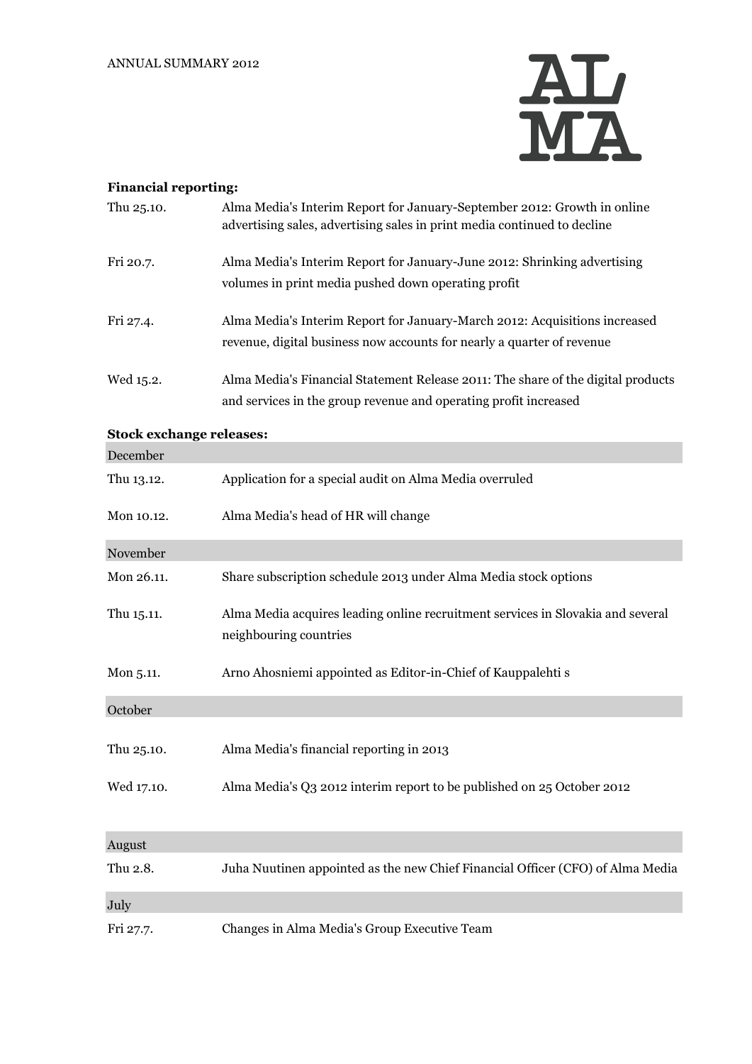ANNUAL SUMMARY 2012

**Financial reporting:**

| | |
|---|---|
| Thu 25.10. | Alma Media's Interim Report for January-September 2012: Growth in online advertising sales, advertising sales in print media continued to decline |
| Fri 20.7. | Alma Media's Interim Report for January-June 2012: Shrinking advertising volumes in print media pushed down operating profit |
| Fri 27.4. | Alma Media's Interim Report for January-March 2012: Acquisitions increased revenue, digital business now accounts for nearly a quarter of revenue |
| Wed 15.2. | Alma Media's Financial Statement Release 2011: The share of the digital products and services in the group revenue and operating profit increased |

**Stock exchange releases:**

| December | |
|---|---|
| Thu 13.12. | Application for a special audit on Alma Media overruled |
| Mon 10.12. | Alma Media's head of HR will change |
| **November** | |
| Mon 26.11. | Share subscription schedule 2013 under Alma Media stock options |
| Thu 15.11. | Alma Media acquires leading online recruitment services in Slovakia and several neighbouring countries |
| Mon 5.11. | Arno Ahosniemi appointed as Editor-in-Chief of Kauppalehti s |
| **October** | |
| Thu 25.10. | Alma Media's financial reporting in 2013 |
| Wed 17.10. | Alma Media's Q3 2012 interim report to be published on 25 October 2012 |
| **August** | |
| Thu 2.8. | Juha Nuutinen appointed as the new Chief Financial Officer (CFO) of Alma Media |
| **July** | |
| Fri 27.7. | Changes in Alma Media's Group Executive Team |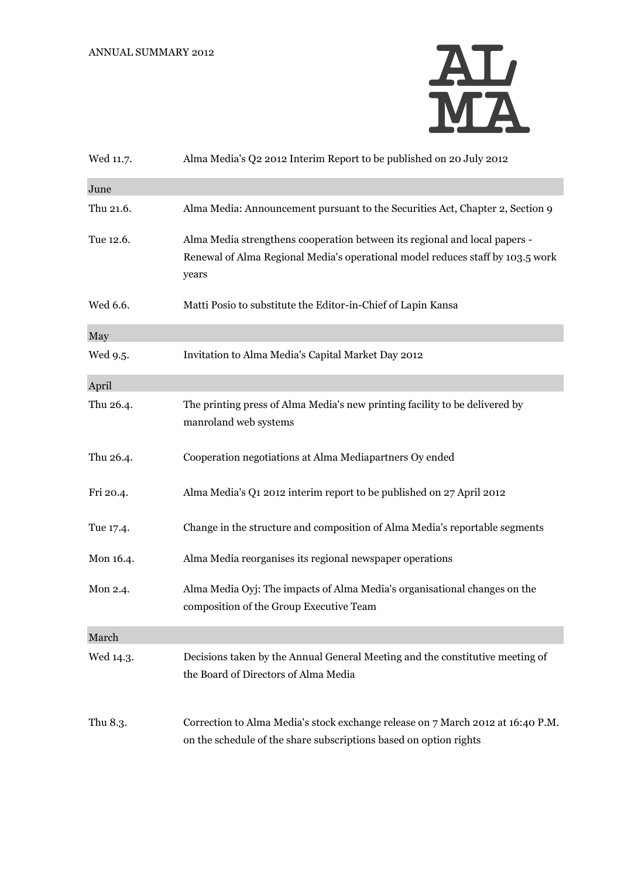| | |
|---|---|
| Wed 11.7. | Alma Media's Q2 2012 Interim Report to be published on 20 July 2012 |
| **June** | |
| Thu 21.6. | Alma Media: Announcement pursuant to the Securities Act, Chapter 2, Section 9 |
| Tue 12.6. | Alma Media strengthens cooperation between its regional and local papers - Renewal of Alma Regional Media's operational model reduces staff by 103.5 work years |
| Wed 6.6. | Matti Posio to substitute the Editor-in-Chief of Lapin Kansa |
| **May** | |
| Wed 9.5. | Invitation to Alma Media's Capital Market Day 2012 |
| **April** | |
| Thu 26.4. | The printing press of Alma Media's new printing facility to be delivered by manroland web systems |
| Thu 26.4. | Cooperation negotiations at Alma Mediapartners Oy ended |
| Fri 20.4. | Alma Media's Q1 2012 interim report to be published on 27 April 2012 |
| Tue 17.4. | Change in the structure and composition of Alma Media's reportable segments |
| Mon 16.4. | Alma Media reorganises its regional newspaper operations |
| Mon 2.4. | Alma Media Oyj: The impacts of Alma Media's organisational changes on the composition of the Group Executive Team |
| **March** | |
| Wed 14.3. | Decisions taken by the Annual General Meeting and the constitutive meeting of the Board of Directors of Alma Media |
| Thu 8.3. | Correction to Alma Media's stock exchange release on 7 March 2012 at 16:40 P.M. on the schedule of the share subscriptions based on option rights |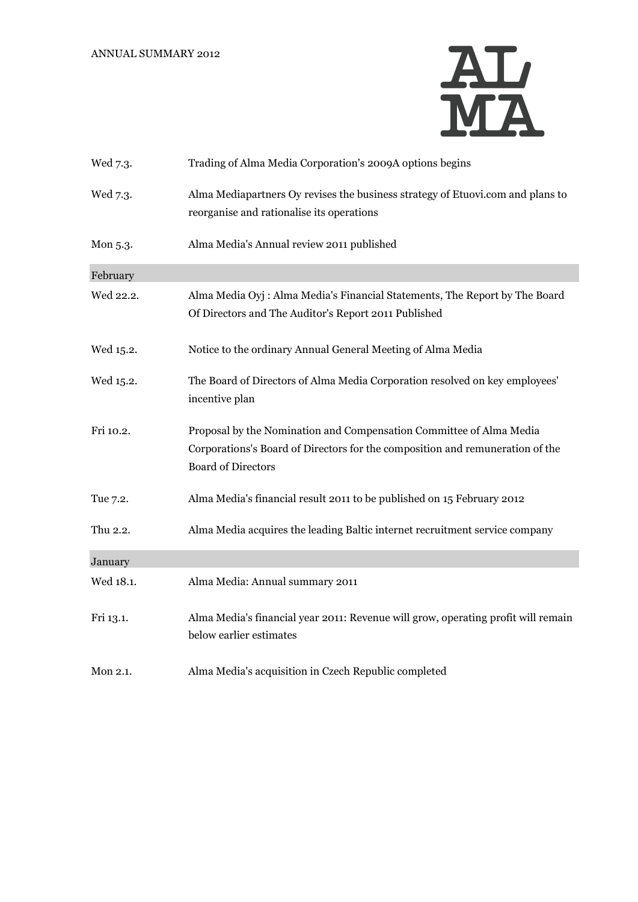| | |
|---|---|
| Wed 7.3. | Trading of Alma Media Corporation's 2009A options begins |
| Wed 7.3. | Alma Mediapartners Oy revises the business strategy of Etuovi.com and plans to reorganise and rationalise its operations |
| Mon 5.3. | Alma Media's Annual review 2011 published |
| **February** | |
| Wed 22.2. | Alma Media Oyj : Alma Media's Financial Statements, The Report by The Board Of Directors and The Auditor's Report 2011 Published |
| Wed 15.2. | Notice to the ordinary Annual General Meeting of Alma Media |
| Wed 15.2. | The Board of Directors of Alma Media Corporation resolved on key employees' incentive plan |
| Fri 10.2. | Proposal by the Nomination and Compensation Committee of Alma Media Corporations's Board of Directors for the composition and remuneration of the Board of Directors |
| Tue 7.2. | Alma Media's financial result 2011 to be published on 15 February 2012 |
| Thu 2.2. | Alma Media acquires the leading Baltic internet recruitment service company |
| **January** | |
| Wed 18.1. | Alma Media: Annual summary 2011 |
| Fri 13.1. | Alma Media's financial year 2011: Revenue will grow, operating profit will remain below earlier estimates |
| Mon 2.1. | Alma Media's acquisition in Czech Republic completed |